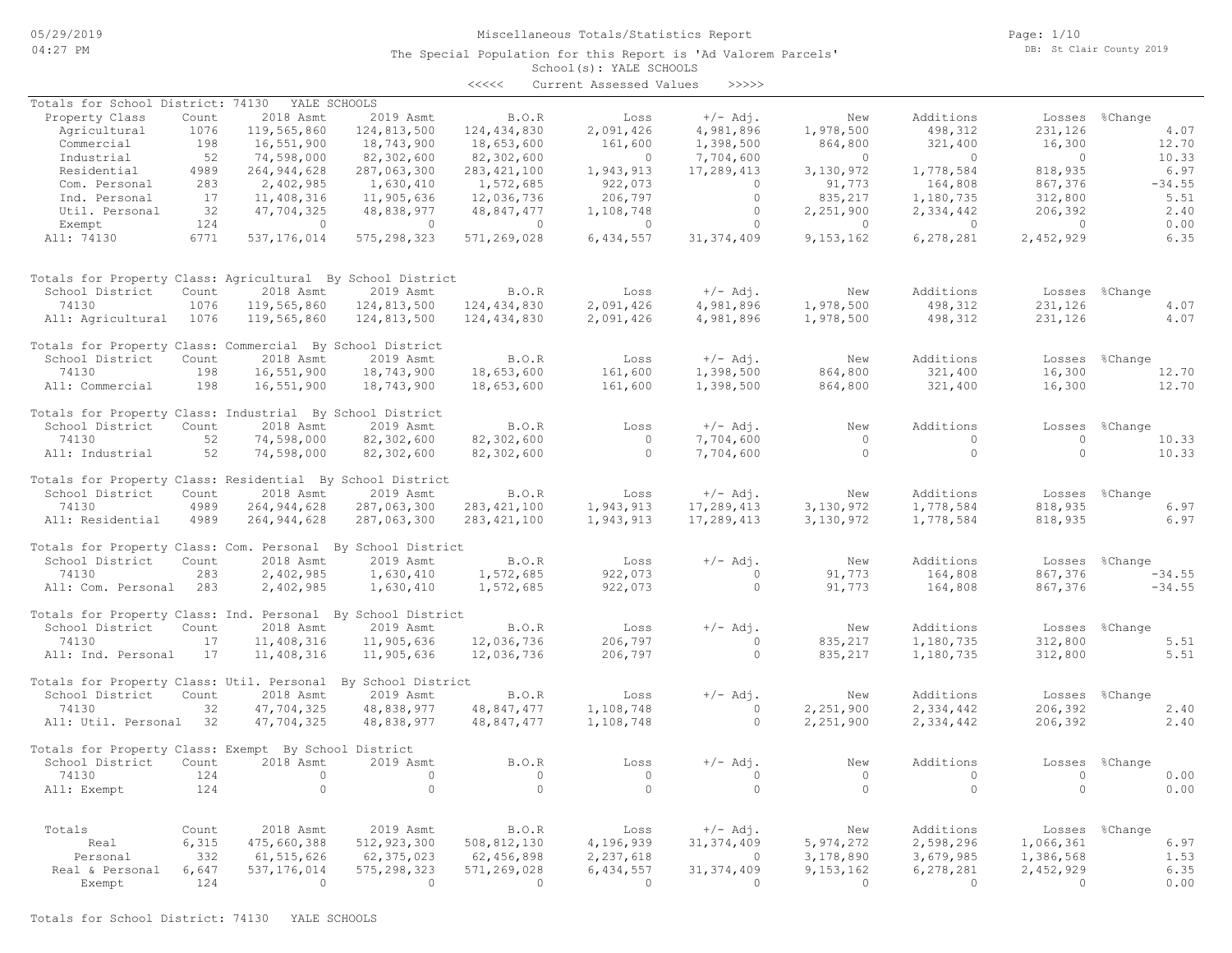# Miscellaneous Totals/Statistics Report

05/29/2019 04:27 PM

DB: St Clair County 2019

The Special Population for this Report is 'Ad Valorem Parcels'

School(s): YALE SCHOOLS

<<<<< Current Assessed Values >>>>>

## Totals for School District: 74130 YALE SCHOOLS

| Property Class | Count | 2018 Asmt | 2019 Asmt | B.O.R | Loss | +/- Adj. | New | Additions | Losses | %Change |
|---|---|---|---|---|---|---|---|---|---|---|
| Agricultural | 1076 | 119,565,860 | 124,813,500 | 124,434,830 | 2,091,426 | 4,981,896 | 1,978,500 | 498,312 | 231,126 | 4.07 |
| Commercial | 198 | 16,551,900 | 18,743,900 | 18,653,600 | 161,600 | 1,398,500 | 864,800 | 321,400 | 16,300 | 12.70 |
| Industrial | 52 | 74,598,000 | 82,302,600 | 82,302,600 | 0 | 7,704,600 | 0 | 0 | 0 | 10.33 |
| Residential | 4989 | 264,944,628 | 287,063,300 | 283,421,100 | 1,943,913 | 17,289,413 | 3,130,972 | 1,778,584 | 818,935 | 6.97 |
| Com. Personal | 283 | 2,402,985 | 1,630,410 | 1,572,685 | 922,073 | 0 | 91,773 | 164,808 | 867,376 | -34.55 |
| Ind. Personal | 17 | 11,408,316 | 11,905,636 | 12,036,736 | 206,797 | 0 | 835,217 | 1,180,735 | 312,800 | 5.51 |
| Util. Personal | 32 | 47,704,325 | 48,838,977 | 48,847,477 | 1,108,748 | 0 | 2,251,900 | 2,334,442 | 206,392 | 2.40 |
| Exempt | 124 | 0 | 0 | 0 | 0 | 0 | 0 | 0 | 0 | 0.00 |
| All: 74130 | 6771 | 537,176,014 | 575,298,323 | 571,269,028 | 6,434,557 | 31,374,409 | 9,153,162 | 6,278,281 | 2,452,929 | 6.35 |

## Totals for Property Class: Agricultural By School District

| School District | Count | 2018 Asmt | 2019 Asmt | B.O.R | Loss | +/- Adj. | New | Additions | Losses | %Change |
|---|---|---|---|---|---|---|---|---|---|---|
| 74130 | 1076 | 119,565,860 | 124,813,500 | 124,434,830 | 2,091,426 | 4,981,896 | 1,978,500 | 498,312 | 231,126 | 4.07 |
| All: Agricultural | 1076 | 119,565,860 | 124,813,500 | 124,434,830 | 2,091,426 | 4,981,896 | 1,978,500 | 498,312 | 231,126 | 4.07 |

## Totals for Property Class: Commercial By School District

| School District | Count | 2018 Asmt | 2019 Asmt | B.O.R | Loss | +/- Adj. | New | Additions | Losses | %Change |
|---|---|---|---|---|---|---|---|---|---|---|
| 74130 | 198 | 16,551,900 | 18,743,900 | 18,653,600 | 161,600 | 1,398,500 | 864,800 | 321,400 | 16,300 | 12.70 |
| All: Commercial | 198 | 16,551,900 | 18,743,900 | 18,653,600 | 161,600 | 1,398,500 | 864,800 | 321,400 | 16,300 | 12.70 |

## Totals for Property Class: Industrial By School District

| School District | Count | 2018 Asmt | 2019 Asmt | B.O.R | Loss | +/- Adj. | New | Additions | Losses | %Change |
|---|---|---|---|---|---|---|---|---|---|---|
| 74130 | 52 | 74,598,000 | 82,302,600 | 82,302,600 | 0 | 7,704,600 | 0 | 0 | 0 | 10.33 |
| All: Industrial | 52 | 74,598,000 | 82,302,600 | 82,302,600 | 0 | 7,704,600 | 0 | 0 | 0 | 10.33 |

## Totals for Property Class: Residential By School District

| School District | Count | 2018 Asmt | 2019 Asmt | B.O.R | Loss | +/- Adj. | New | Additions | Losses | %Change |
|---|---|---|---|---|---|---|---|---|---|---|
| 74130 | 4989 | 264,944,628 | 287,063,300 | 283,421,100 | 1,943,913 | 17,289,413 | 3,130,972 | 1,778,584 | 818,935 | 6.97 |
| All: Residential | 4989 | 264,944,628 | 287,063,300 | 283,421,100 | 1,943,913 | 17,289,413 | 3,130,972 | 1,778,584 | 818,935 | 6.97 |

## Totals for Property Class: Com. Personal By School District

| School District | Count | 2018 Asmt | 2019 Asmt | B.O.R | Loss | +/- Adj. | New | Additions | Losses | %Change |
|---|---|---|---|---|---|---|---|---|---|---|
| 74130 | 283 | 2,402,985 | 1,630,410 | 1,572,685 | 922,073 | 0 | 91,773 | 164,808 | 867,376 | -34.55 |
| All: Com. Personal | 283 | 2,402,985 | 1,630,410 | 1,572,685 | 922,073 | 0 | 91,773 | 164,808 | 867,376 | -34.55 |

## Totals for Property Class: Ind. Personal By School District

| School District | Count | 2018 Asmt | 2019 Asmt | B.O.R | Loss | +/- Adj. | New | Additions | Losses | %Change |
|---|---|---|---|---|---|---|---|---|---|---|
| 74130 | 17 | 11,408,316 | 11,905,636 | 12,036,736 | 206,797 | 0 | 835,217 | 1,180,735 | 312,800 | 5.51 |
| All: Ind. Personal | 17 | 11,408,316 | 11,905,636 | 12,036,736 | 206,797 | 0 | 835,217 | 1,180,735 | 312,800 | 5.51 |

## Totals for Property Class: Util. Personal By School District

| School District | Count | 2018 Asmt | 2019 Asmt | B.O.R | Loss | +/- Adj. | New | Additions | Losses | %Change |
|---|---|---|---|---|---|---|---|---|---|---|
| 74130 | 32 | 47,704,325 | 48,838,977 | 48,847,477 | 1,108,748 | 0 | 2,251,900 | 2,334,442 | 206,392 | 2.40 |
| All: Util. Personal | 32 | 47,704,325 | 48,838,977 | 48,847,477 | 1,108,748 | 0 | 2,251,900 | 2,334,442 | 206,392 | 2.40 |

## Totals for Property Class: Exempt By School District

| School District | Count | 2018 Asmt | 2019 Asmt | B.O.R | Loss | +/- Adj. | New | Additions | Losses | %Change |
|---|---|---|---|---|---|---|---|---|---|---|
| 74130 | 124 | 0 | 0 | 0 | 0 | 0 | 0 | 0 | 0 | 0.00 |
| All: Exempt | 124 | 0 | 0 | 0 | 0 | 0 | 0 | 0 | 0 | 0.00 |

## Totals

| Totals | Count | 2018 Asmt | 2019 Asmt | B.O.R | Loss | +/- Adj. | New | Additions | Losses | %Change |
|---|---|---|---|---|---|---|---|---|---|---|
| Real | 6,315 | 475,660,388 | 512,923,300 | 508,812,130 | 4,196,939 | 31,374,409 | 5,974,272 | 2,598,296 | 1,066,361 | 6.97 |
| Personal | 332 | 61,515,626 | 62,375,023 | 62,456,898 | 2,237,618 | 0 | 3,178,890 | 3,679,985 | 1,386,568 | 1.53 |
| Real & Personal | 6,647 | 537,176,014 | 575,298,323 | 571,269,028 | 6,434,557 | 31,374,409 | 9,153,162 | 6,278,281 | 2,452,929 | 6.35 |
| Exempt | 124 | 0 | 0 | 0 | 0 | 0 | 0 | 0 | 0 | 0.00 |

Totals for School District: 74130 YALE SCHOOLS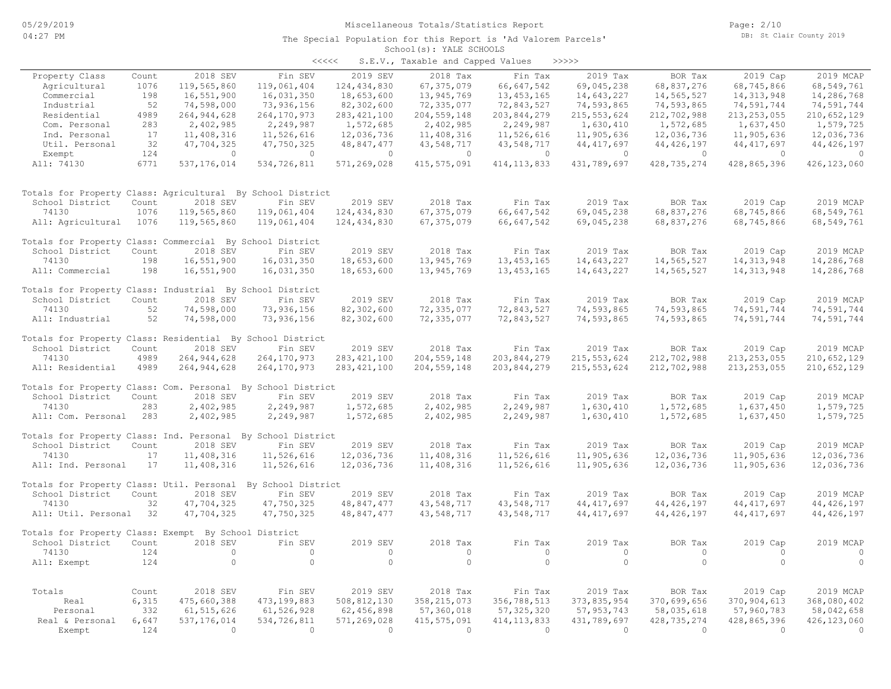# Miscellaneous Totals/Statistics Report

The Special Population for this Report is 'Ad Valorem Parcels'

School(s): YALE SCHOOLS

<<<<< S.E.V., Taxable and Capped Values >>>>>

| Property Class | Count | 2018 SEV | Fin SEV | 2019 SEV | 2018 Tax | Fin Tax | 2019 Tax | BOR Tax | 2019 Cap | 2019 MCAP |
|---|---|---|---|---|---|---|---|---|---|---|
| Agricultural | 1076 | 119,565,860 | 119,061,404 | 124,434,830 | 67,375,079 | 66,647,542 | 69,045,238 | 68,837,276 | 68,745,866 | 68,549,761 |
| Commercial | 198 | 16,551,900 | 16,031,350 | 18,653,600 | 13,945,769 | 13,453,165 | 14,643,227 | 14,565,527 | 14,313,948 | 14,286,768 |
| Industrial | 52 | 74,598,000 | 73,936,156 | 82,302,600 | 72,335,077 | 72,843,527 | 74,593,865 | 74,593,865 | 74,591,744 | 74,591,744 |
| Residential | 4989 | 264,944,628 | 264,170,973 | 283,421,100 | 204,559,148 | 203,844,279 | 215,553,624 | 212,702,988 | 213,253,055 | 210,652,129 |
| Com. Personal | 283 | 2,402,985 | 2,249,987 | 1,572,685 | 2,402,985 | 2,249,987 | 1,630,410 | 1,572,685 | 1,637,450 | 1,579,725 |
| Ind. Personal | 17 | 11,408,316 | 11,526,616 | 12,036,736 | 11,408,316 | 11,526,616 | 11,905,636 | 12,036,736 | 11,905,636 | 12,036,736 |
| Util. Personal | 32 | 47,704,325 | 47,750,325 | 48,847,477 | 43,548,717 | 43,548,717 | 44,417,697 | 44,426,197 | 44,417,697 | 44,426,197 |
| Exempt | 124 | 0 | 0 | 0 | 0 | 0 | 0 | 0 | 0 | 0 |
| All: 74130 | 6771 | 537,176,014 | 534,726,811 | 571,269,028 | 415,575,091 | 414,113,833 | 431,789,697 | 428,735,274 | 428,865,396 | 426,123,060 |

Totals for Property Class: Agricultural By School District

| School District | Count | 2018 SEV | Fin SEV | 2019 SEV | 2018 Tax | Fin Tax | 2019 Tax | BOR Tax | 2019 Cap | 2019 MCAP |
|---|---|---|---|---|---|---|---|---|---|---|
| 74130 | 1076 | 119,565,860 | 119,061,404 | 124,434,830 | 67,375,079 | 66,647,542 | 69,045,238 | 68,837,276 | 68,745,866 | 68,549,761 |
| All: Agricultural | 1076 | 119,565,860 | 119,061,404 | 124,434,830 | 67,375,079 | 66,647,542 | 69,045,238 | 68,837,276 | 68,745,866 | 68,549,761 |

Totals for Property Class: Commercial By School District

| School District | Count | 2018 SEV | Fin SEV | 2019 SEV | 2018 Tax | Fin Tax | 2019 Tax | BOR Tax | 2019 Cap | 2019 MCAP |
|---|---|---|---|---|---|---|---|---|---|---|
| 74130 | 198 | 16,551,900 | 16,031,350 | 18,653,600 | 13,945,769 | 13,453,165 | 14,643,227 | 14,565,527 | 14,313,948 | 14,286,768 |
| All: Commercial | 198 | 16,551,900 | 16,031,350 | 18,653,600 | 13,945,769 | 13,453,165 | 14,643,227 | 14,565,527 | 14,313,948 | 14,286,768 |

Totals for Property Class: Industrial By School District

| School District | Count | 2018 SEV | Fin SEV | 2019 SEV | 2018 Tax | Fin Tax | 2019 Tax | BOR Tax | 2019 Cap | 2019 MCAP |
|---|---|---|---|---|---|---|---|---|---|---|
| 74130 | 52 | 74,598,000 | 73,936,156 | 82,302,600 | 72,335,077 | 72,843,527 | 74,593,865 | 74,593,865 | 74,591,744 | 74,591,744 |
| All: Industrial | 52 | 74,598,000 | 73,936,156 | 82,302,600 | 72,335,077 | 72,843,527 | 74,593,865 | 74,593,865 | 74,591,744 | 74,591,744 |

Totals for Property Class: Residential By School District

| School District | Count | 2018 SEV | Fin SEV | 2019 SEV | 2018 Tax | Fin Tax | 2019 Tax | BOR Tax | 2019 Cap | 2019 MCAP |
|---|---|---|---|---|---|---|---|---|---|---|
| 74130 | 4989 | 264,944,628 | 264,170,973 | 283,421,100 | 204,559,148 | 203,844,279 | 215,553,624 | 212,702,988 | 213,253,055 | 210,652,129 |
| All: Residential | 4989 | 264,944,628 | 264,170,973 | 283,421,100 | 204,559,148 | 203,844,279 | 215,553,624 | 212,702,988 | 213,253,055 | 210,652,129 |

Totals for Property Class: Com. Personal By School District

| School District | Count | 2018 SEV | Fin SEV | 2019 SEV | 2018 Tax | Fin Tax | 2019 Tax | BOR Tax | 2019 Cap | 2019 MCAP |
|---|---|---|---|---|---|---|---|---|---|---|
| 74130 | 283 | 2,402,985 | 2,249,987 | 1,572,685 | 2,402,985 | 2,249,987 | 1,630,410 | 1,572,685 | 1,637,450 | 1,579,725 |
| All: Com. Personal | 283 | 2,402,985 | 2,249,987 | 1,572,685 | 2,402,985 | 2,249,987 | 1,630,410 | 1,572,685 | 1,637,450 | 1,579,725 |

Totals for Property Class: Ind. Personal By School District

| School District | Count | 2018 SEV | Fin SEV | 2019 SEV | 2018 Tax | Fin Tax | 2019 Tax | BOR Tax | 2019 Cap | 2019 MCAP |
|---|---|---|---|---|---|---|---|---|---|---|
| 74130 | 17 | 11,408,316 | 11,526,616 | 12,036,736 | 11,408,316 | 11,526,616 | 11,905,636 | 12,036,736 | 11,905,636 | 12,036,736 |
| All: Ind. Personal | 17 | 11,408,316 | 11,526,616 | 12,036,736 | 11,408,316 | 11,526,616 | 11,905,636 | 12,036,736 | 11,905,636 | 12,036,736 |

Totals for Property Class: Util. Personal By School District

| School District | Count | 2018 SEV | Fin SEV | 2019 SEV | 2018 Tax | Fin Tax | 2019 Tax | BOR Tax | 2019 Cap | 2019 MCAP |
|---|---|---|---|---|---|---|---|---|---|---|
| 74130 | 32 | 47,704,325 | 47,750,325 | 48,847,477 | 43,548,717 | 43,548,717 | 44,417,697 | 44,426,197 | 44,417,697 | 44,426,197 |
| All: Util. Personal | 32 | 47,704,325 | 47,750,325 | 48,847,477 | 43,548,717 | 43,548,717 | 44,417,697 | 44,426,197 | 44,417,697 | 44,426,197 |

Totals for Property Class: Exempt By School District

| School District | Count | 2018 SEV | Fin SEV | 2019 SEV | 2018 Tax | Fin Tax | 2019 Tax | BOR Tax | 2019 Cap | 2019 MCAP |
|---|---|---|---|---|---|---|---|---|---|---|
| 74130 | 124 | 0 | 0 | 0 | 0 | 0 | 0 | 0 | 0 | 0 |
| All: Exempt | 124 | 0 | 0 | 0 | 0 | 0 | 0 | 0 | 0 | 0 |

| Totals | Count | 2018 SEV | Fin SEV | 2019 SEV | 2018 Tax | Fin Tax | 2019 Tax | BOR Tax | 2019 Cap | 2019 MCAP |
|---|---|---|---|---|---|---|---|---|---|---|
| Real | 6,315 | 475,660,388 | 473,199,883 | 508,812,130 | 358,215,073 | 356,788,513 | 373,835,954 | 370,699,656 | 370,904,613 | 368,080,402 |
| Personal | 332 | 61,515,626 | 61,526,928 | 62,456,898 | 57,360,018 | 57,325,320 | 57,953,743 | 58,035,618 | 57,960,783 | 58,042,658 |
| Real & Personal | 6,647 | 537,176,014 | 534,726,811 | 571,269,028 | 415,575,091 | 414,113,833 | 431,789,697 | 428,735,274 | 428,865,396 | 426,123,060 |
| Exempt | 124 | 0 | 0 | 0 | 0 | 0 | 0 | 0 | 0 | 0 |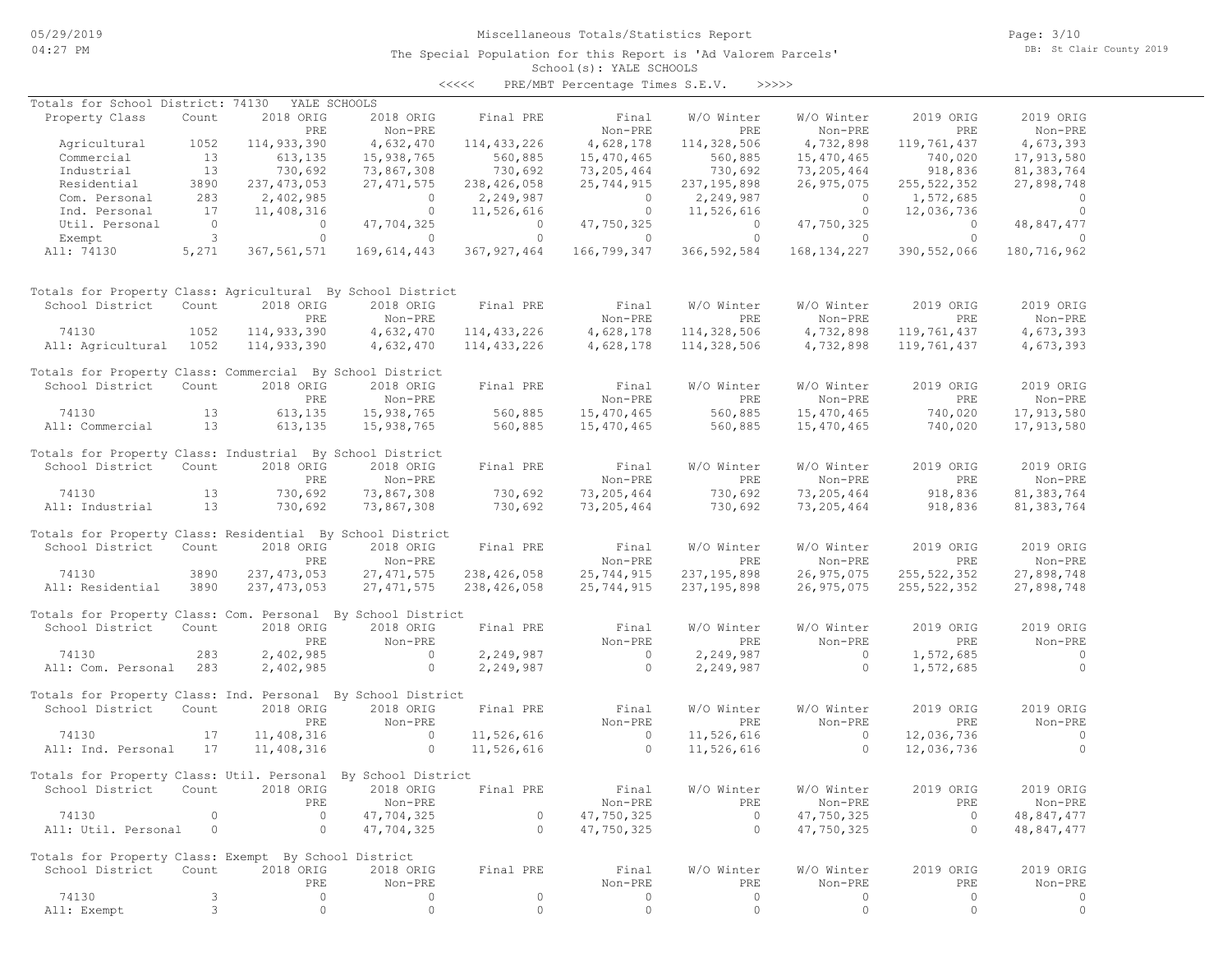Miscellaneous Totals/Statistics Report

The Special Population for this Report is 'Ad Valorem Parcels'

School(s): YALE SCHOOLS

<<<<< PRE/MBT Percentage Times S.E.V. >>>>>

Totals for School District: 74130 YALE SCHOOLS

| Property Class | Count | 2018 ORIG PRE | 2018 ORIG Non-PRE | Final PRE | Final Non-PRE | W/O Winter PRE | W/O Winter Non-PRE | 2019 ORIG PRE | 2019 ORIG Non-PRE |
|---|---|---|---|---|---|---|---|---|---|
| Agricultural | 1052 | 114,933,390 | 4,632,470 | 114,433,226 | 4,628,178 | 114,328,506 | 4,732,898 | 119,761,437 | 4,673,393 |
| Commercial | 13 | 613,135 | 15,938,765 | 560,885 | 15,470,465 | 560,885 | 15,470,465 | 740,020 | 17,913,580 |
| Industrial | 13 | 730,692 | 73,867,308 | 730,692 | 73,205,464 | 730,692 | 73,205,464 | 918,836 | 81,383,764 |
| Residential | 3890 | 237,473,053 | 27,471,575 | 238,426,058 | 25,744,915 | 237,195,898 | 26,975,075 | 255,522,352 | 27,898,748 |
| Com. Personal | 283 | 2,402,985 | 0 | 2,249,987 | 0 | 2,249,987 | 0 | 1,572,685 | 0 |
| Ind. Personal | 17 | 11,408,316 | 0 | 11,526,616 | 0 | 11,526,616 | 0 | 12,036,736 | 0 |
| Util. Personal | 0 | 0 | 47,704,325 | 0 | 47,750,325 | 0 | 47,750,325 | 0 | 48,847,477 |
| Exempt | 3 | 0 | 0 | 0 | 0 | 0 | 0 | 0 | 0 |
| All: 74130 | 5,271 | 367,561,571 | 169,614,443 | 367,927,464 | 166,799,347 | 366,592,584 | 168,134,227 | 390,552,066 | 180,716,962 |

Totals for Property Class: Agricultural By School District

| School District | Count | 2018 ORIG PRE | 2018 ORIG Non-PRE | Final PRE | Final Non-PRE | W/O Winter PRE | W/O Winter Non-PRE | 2019 ORIG PRE | 2019 ORIG Non-PRE |
|---|---|---|---|---|---|---|---|---|---|
| 74130 | 1052 | 114,933,390 | 4,632,470 | 114,433,226 | 4,628,178 | 114,328,506 | 4,732,898 | 119,761,437 | 4,673,393 |
| All: Agricultural | 1052 | 114,933,390 | 4,632,470 | 114,433,226 | 4,628,178 | 114,328,506 | 4,732,898 | 119,761,437 | 4,673,393 |

Totals for Property Class: Commercial By School District

| School District | Count | 2018 ORIG PRE | 2018 ORIG Non-PRE | Final PRE | Final Non-PRE | W/O Winter PRE | W/O Winter Non-PRE | 2019 ORIG PRE | 2019 ORIG Non-PRE |
|---|---|---|---|---|---|---|---|---|---|
| 74130 | 13 | 613,135 | 15,938,765 | 560,885 | 15,470,465 | 560,885 | 15,470,465 | 740,020 | 17,913,580 |
| All: Commercial | 13 | 613,135 | 15,938,765 | 560,885 | 15,470,465 | 560,885 | 15,470,465 | 740,020 | 17,913,580 |

Totals for Property Class: Industrial By School District

| School District | Count | 2018 ORIG PRE | 2018 ORIG Non-PRE | Final PRE | Final Non-PRE | W/O Winter PRE | W/O Winter Non-PRE | 2019 ORIG PRE | 2019 ORIG Non-PRE |
|---|---|---|---|---|---|---|---|---|---|
| 74130 | 13 | 730,692 | 73,867,308 | 730,692 | 73,205,464 | 730,692 | 73,205,464 | 918,836 | 81,383,764 |
| All: Industrial | 13 | 730,692 | 73,867,308 | 730,692 | 73,205,464 | 730,692 | 73,205,464 | 918,836 | 81,383,764 |

Totals for Property Class: Residential By School District

| School District | Count | 2018 ORIG PRE | 2018 ORIG Non-PRE | Final PRE | Final Non-PRE | W/O Winter PRE | W/O Winter Non-PRE | 2019 ORIG PRE | 2019 ORIG Non-PRE |
|---|---|---|---|---|---|---|---|---|---|
| 74130 | 3890 | 237,473,053 | 27,471,575 | 238,426,058 | 25,744,915 | 237,195,898 | 26,975,075 | 255,522,352 | 27,898,748 |
| All: Residential | 3890 | 237,473,053 | 27,471,575 | 238,426,058 | 25,744,915 | 237,195,898 | 26,975,075 | 255,522,352 | 27,898,748 |

Totals for Property Class: Com. Personal By School District

| School District | Count | 2018 ORIG PRE | 2018 ORIG Non-PRE | Final PRE | Final Non-PRE | W/O Winter PRE | W/O Winter Non-PRE | 2019 ORIG PRE | 2019 ORIG Non-PRE |
|---|---|---|---|---|---|---|---|---|---|
| 74130 | 283 | 2,402,985 | 0 | 2,249,987 | 0 | 2,249,987 | 0 | 1,572,685 | 0 |
| All: Com. Personal | 283 | 2,402,985 | 0 | 2,249,987 | 0 | 2,249,987 | 0 | 1,572,685 | 0 |

Totals for Property Class: Ind. Personal By School District

| School District | Count | 2018 ORIG PRE | 2018 ORIG Non-PRE | Final PRE | Final Non-PRE | W/O Winter PRE | W/O Winter Non-PRE | 2019 ORIG PRE | 2019 ORIG Non-PRE |
|---|---|---|---|---|---|---|---|---|---|
| 74130 | 17 | 11,408,316 | 0 | 11,526,616 | 0 | 11,526,616 | 0 | 12,036,736 | 0 |
| All: Ind. Personal | 17 | 11,408,316 | 0 | 11,526,616 | 0 | 11,526,616 | 0 | 12,036,736 | 0 |

Totals for Property Class: Util. Personal By School District

| School District | Count | 2018 ORIG PRE | 2018 ORIG Non-PRE | Final PRE | Final Non-PRE | W/O Winter PRE | W/O Winter Non-PRE | 2019 ORIG PRE | 2019 ORIG Non-PRE |
|---|---|---|---|---|---|---|---|---|---|
| 74130 | 0 | 0 | 47,704,325 | 0 | 47,750,325 | 0 | 47,750,325 | 0 | 48,847,477 |
| All: Util. Personal | 0 | 0 | 47,704,325 | 0 | 47,750,325 | 0 | 47,750,325 | 0 | 48,847,477 |

Totals for Property Class: Exempt By School District

| School District | Count | 2018 ORIG PRE | 2018 ORIG Non-PRE | Final PRE | Final Non-PRE | W/O Winter PRE | W/O Winter Non-PRE | 2019 ORIG PRE | 2019 ORIG Non-PRE |
|---|---|---|---|---|---|---|---|---|---|
| 74130 | 3 | 0 | 0 | 0 | 0 | 0 | 0 | 0 | 0 |
| All: Exempt | 3 | 0 | 0 | 0 | 0 | 0 | 0 | 0 | 0 |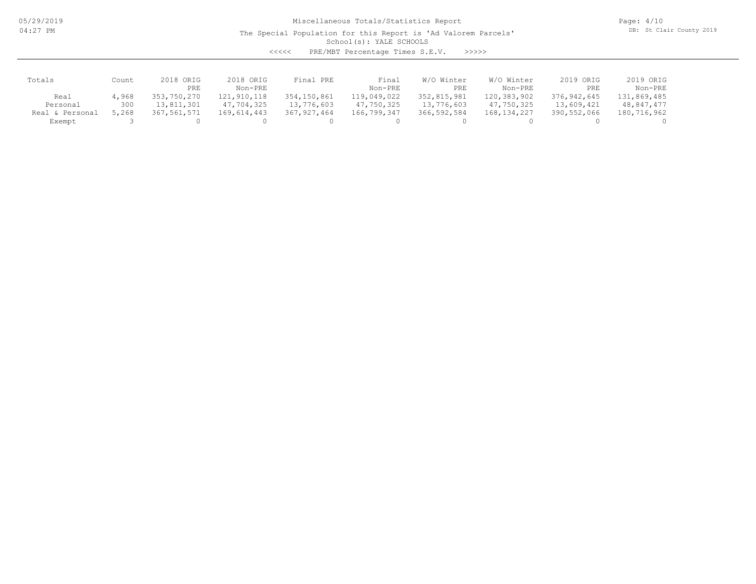Miscellaneous Totals/Statistics Report

The Special Population for this Report is 'Ad Valorem Parcels'

School(s): YALE SCHOOLS

<<<<< PRE/MBT Percentage Times S.E.V. >>>>>

| Totals | Count | 2018 ORIG PRE | 2018 ORIG Non-PRE | Final PRE | Final Non-PRE | W/O Winter PRE | W/O Winter Non-PRE | 2019 ORIG PRE | 2019 ORIG Non-PRE |
|---|---|---|---|---|---|---|---|---|---|
| Real | 4,968 | 353,750,270 | 121,910,118 | 354,150,861 | 119,049,022 | 352,815,981 | 120,383,902 | 376,942,645 | 131,869,485 |
| Personal | 300 | 13,811,301 | 47,704,325 | 13,776,603 | 47,750,325 | 13,776,603 | 47,750,325 | 13,609,421 | 48,847,477 |
| Real & Personal | 5,268 | 367,561,571 | 169,614,443 | 367,927,464 | 166,799,347 | 366,592,584 | 168,134,227 | 390,552,066 | 180,716,962 |
| Exempt | 3 | 0 | 0 | 0 | 0 | 0 | 0 | 0 | 0 |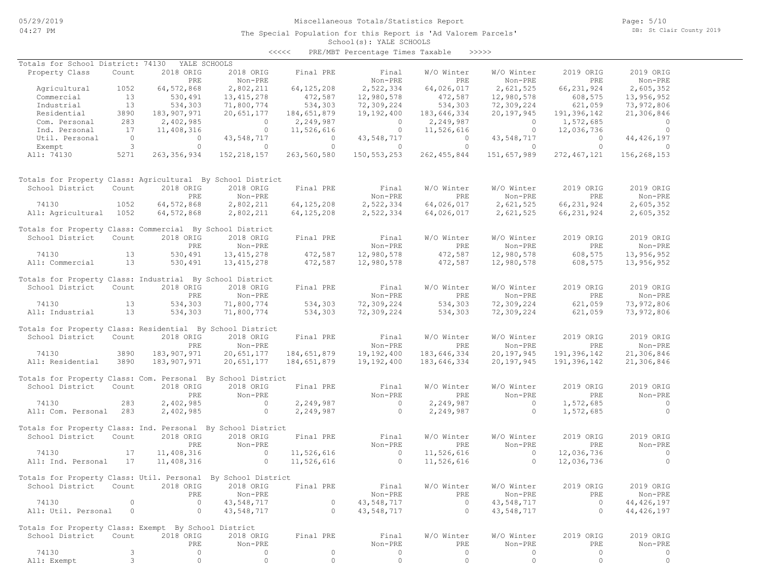Miscellaneous Totals/Statistics Report

The Special Population for this Report is 'Ad Valorem Parcels'

School(s): YALE SCHOOLS

<<<<< PRE/MBT Percentage Times Taxable >>>>>

Totals for School District: 74130 YALE SCHOOLS

| Property Class | Count | 2018 ORIG PRE | 2018 ORIG Non-PRE | Final PRE | Final Non-PRE | W/O Winter PRE | W/O Winter Non-PRE | 2019 ORIG PRE | 2019 ORIG Non-PRE |
|---|---|---|---|---|---|---|---|---|---|
| Agricultural | 1052 | 64,572,868 | 2,802,211 | 64,125,208 | 2,522,334 | 64,026,017 | 2,621,525 | 66,231,924 | 2,605,352 |
| Commercial | 13 | 530,491 | 13,415,278 | 472,587 | 12,980,578 | 472,587 | 12,980,578 | 608,575 | 13,956,952 |
| Industrial | 13 | 534,303 | 71,800,774 | 534,303 | 72,309,224 | 534,303 | 72,309,224 | 621,059 | 73,972,806 |
| Residential | 3890 | 183,907,971 | 20,651,177 | 184,651,879 | 19,192,400 | 183,646,334 | 20,197,945 | 191,396,142 | 21,306,846 |
| Com. Personal | 283 | 2,402,985 | 0 | 2,249,987 | 0 | 2,249,987 | 0 | 1,572,685 | 0 |
| Ind. Personal | 17 | 11,408,316 | 0 | 11,526,616 | 0 | 11,526,616 | 0 | 12,036,736 | 0 |
| Util. Personal | 0 | 0 | 43,548,717 | 0 | 43,548,717 | 0 | 43,548,717 | 0 | 44,426,197 |
| Exempt | 3 | 0 | 0 | 0 | 0 | 0 | 0 | 0 | 0 |
| All: 74130 | 5271 | 263,356,934 | 152,218,157 | 263,560,580 | 150,553,253 | 262,455,844 | 151,657,989 | 272,467,121 | 156,268,153 |

Totals for Property Class: Agricultural By School District

| School District | Count | 2018 ORIG PRE | 2018 ORIG Non-PRE | Final PRE | Final Non-PRE | W/O Winter PRE | W/O Winter Non-PRE | 2019 ORIG PRE | 2019 ORIG Non-PRE |
|---|---|---|---|---|---|---|---|---|---|
| 74130 | 1052 | 64,572,868 | 2,802,211 | 64,125,208 | 2,522,334 | 64,026,017 | 2,621,525 | 66,231,924 | 2,605,352 |
| All: Agricultural | 1052 | 64,572,868 | 2,802,211 | 64,125,208 | 2,522,334 | 64,026,017 | 2,621,525 | 66,231,924 | 2,605,352 |

Totals for Property Class: Commercial By School District

| School District | Count | 2018 ORIG PRE | 2018 ORIG Non-PRE | Final PRE | Final Non-PRE | W/O Winter PRE | W/O Winter Non-PRE | 2019 ORIG PRE | 2019 ORIG Non-PRE |
|---|---|---|---|---|---|---|---|---|---|
| 74130 | 13 | 530,491 | 13,415,278 | 472,587 | 12,980,578 | 472,587 | 12,980,578 | 608,575 | 13,956,952 |
| All: Commercial | 13 | 530,491 | 13,415,278 | 472,587 | 12,980,578 | 472,587 | 12,980,578 | 608,575 | 13,956,952 |

Totals for Property Class: Industrial By School District

| School District | Count | 2018 ORIG PRE | 2018 ORIG Non-PRE | Final PRE | Final Non-PRE | W/O Winter PRE | W/O Winter Non-PRE | 2019 ORIG PRE | 2019 ORIG Non-PRE |
|---|---|---|---|---|---|---|---|---|---|
| 74130 | 13 | 534,303 | 71,800,774 | 534,303 | 72,309,224 | 534,303 | 72,309,224 | 621,059 | 73,972,806 |
| All: Industrial | 13 | 534,303 | 71,800,774 | 534,303 | 72,309,224 | 534,303 | 72,309,224 | 621,059 | 73,972,806 |

Totals for Property Class: Residential By School District

| School District | Count | 2018 ORIG PRE | 2018 ORIG Non-PRE | Final PRE | Final Non-PRE | W/O Winter PRE | W/O Winter Non-PRE | 2019 ORIG PRE | 2019 ORIG Non-PRE |
|---|---|---|---|---|---|---|---|---|---|
| 74130 | 3890 | 183,907,971 | 20,651,177 | 184,651,879 | 19,192,400 | 183,646,334 | 20,197,945 | 191,396,142 | 21,306,846 |
| All: Residential | 3890 | 183,907,971 | 20,651,177 | 184,651,879 | 19,192,400 | 183,646,334 | 20,197,945 | 191,396,142 | 21,306,846 |

Totals for Property Class: Com. Personal By School District

| School District | Count | 2018 ORIG PRE | 2018 ORIG Non-PRE | Final PRE | Final Non-PRE | W/O Winter PRE | W/O Winter Non-PRE | 2019 ORIG PRE | 2019 ORIG Non-PRE |
|---|---|---|---|---|---|---|---|---|---|
| 74130 | 283 | 2,402,985 | 0 | 2,249,987 | 0 | 2,249,987 | 0 | 1,572,685 | 0 |
| All: Com. Personal | 283 | 2,402,985 | 0 | 2,249,987 | 0 | 2,249,987 | 0 | 1,572,685 | 0 |

Totals for Property Class: Ind. Personal By School District

| School District | Count | 2018 ORIG PRE | 2018 ORIG Non-PRE | Final PRE | Final Non-PRE | W/O Winter PRE | W/O Winter Non-PRE | 2019 ORIG PRE | 2019 ORIG Non-PRE |
|---|---|---|---|---|---|---|---|---|---|
| 74130 | 17 | 11,408,316 | 0 | 11,526,616 | 0 | 11,526,616 | 0 | 12,036,736 | 0 |
| All: Ind. Personal | 17 | 11,408,316 | 0 | 11,526,616 | 0 | 11,526,616 | 0 | 12,036,736 | 0 |

Totals for Property Class: Util. Personal By School District

| School District | Count | 2018 ORIG PRE | 2018 ORIG Non-PRE | Final PRE | Final Non-PRE | W/O Winter PRE | W/O Winter Non-PRE | 2019 ORIG PRE | 2019 ORIG Non-PRE |
|---|---|---|---|---|---|---|---|---|---|
| 74130 | 0 | 0 | 43,548,717 | 0 | 43,548,717 | 0 | 43,548,717 | 0 | 44,426,197 |
| All: Util. Personal | 0 | 0 | 43,548,717 | 0 | 43,548,717 | 0 | 43,548,717 | 0 | 44,426,197 |

Totals for Property Class: Exempt By School District

| School District | Count | 2018 ORIG PRE | 2018 ORIG Non-PRE | Final PRE | Final Non-PRE | W/O Winter PRE | W/O Winter Non-PRE | 2019 ORIG PRE | 2019 ORIG Non-PRE |
|---|---|---|---|---|---|---|---|---|---|
| 74130 | 3 | 0 | 0 | 0 | 0 | 0 | 0 | 0 | 0 |
| All: Exempt | 3 | 0 | 0 | 0 | 0 | 0 | 0 | 0 | 0 |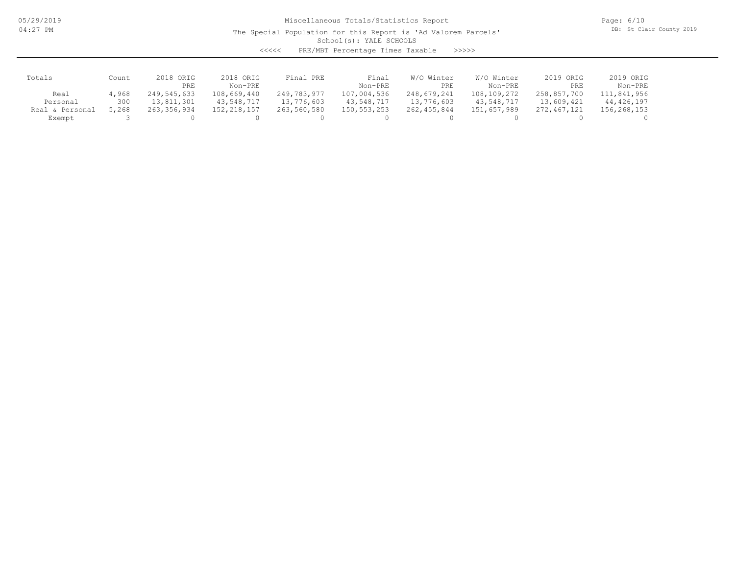Miscellaneous Totals/Statistics Report

The Special Population for this Report is 'Ad Valorem Parcels'

School(s): YALE SCHOOLS

<<<<< PRE/MBT Percentage Times Taxable >>>>>

| Totals | Count | 2018 ORIG PRE | 2018 ORIG Non-PRE | Final PRE | Final Non-PRE | W/O Winter PRE | W/O Winter Non-PRE | 2019 ORIG PRE | 2019 ORIG Non-PRE |
|---|---|---|---|---|---|---|---|---|---|
| Real | 4,968 | 249,545,633 | 108,669,440 | 249,783,977 | 107,004,536 | 248,679,241 | 108,109,272 | 258,857,700 | 111,841,956 |
| Personal | 300 | 13,811,301 | 43,548,717 | 13,776,603 | 43,548,717 | 13,776,603 | 43,548,717 | 13,609,421 | 44,426,197 |
| Real & Personal | 5,268 | 263,356,934 | 152,218,157 | 263,560,580 | 150,553,253 | 262,455,844 | 151,657,989 | 272,467,121 | 156,268,153 |
| Exempt | 3 | 0 | 0 | 0 | 0 | 0 | 0 | 0 | 0 |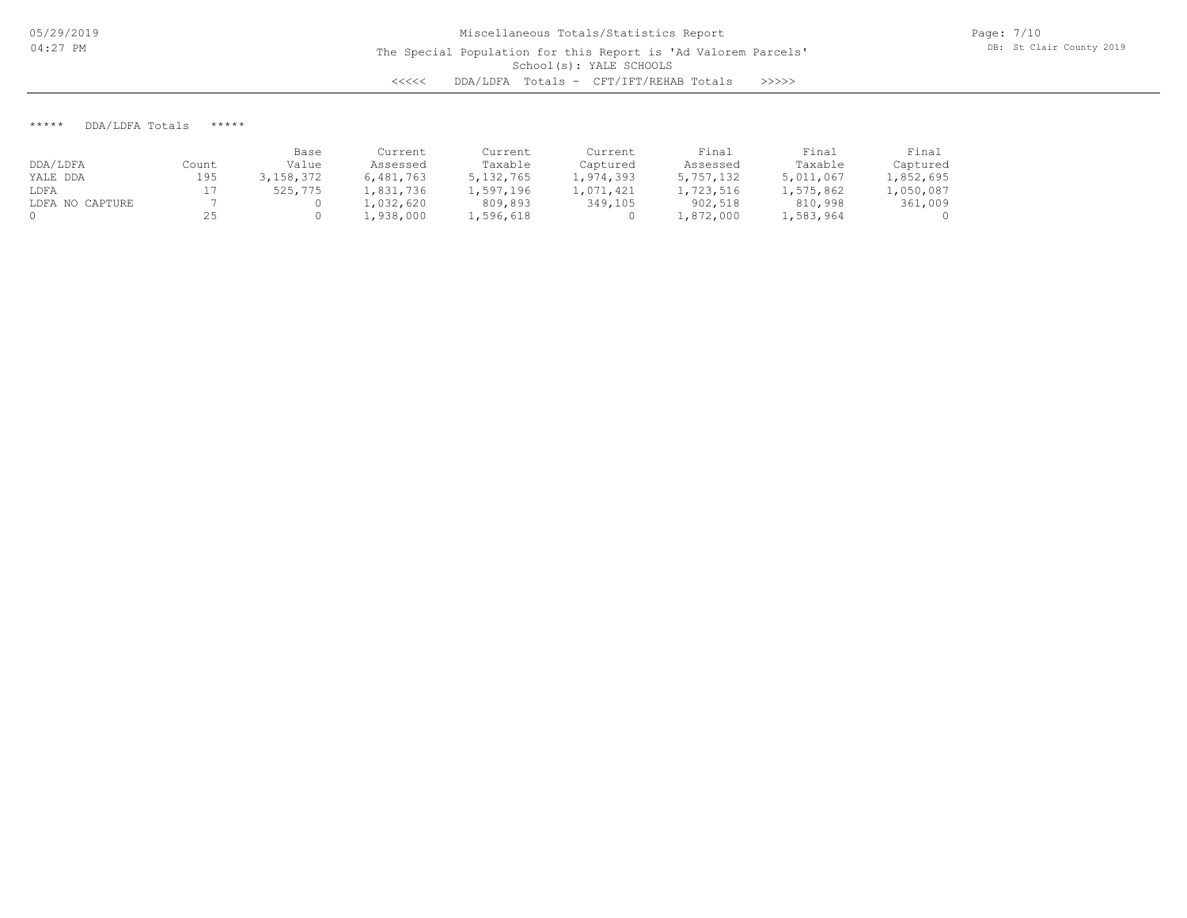Miscellaneous Totals/Statistics Report

The Special Population for this Report is 'Ad Valorem Parcels'

School(s): YALE SCHOOLS

<<<<< DDA/LDFA Totals - CFT/IFT/REHAB Totals >>>>>

***** DDA/LDFA Totals *****

| DDA/LDFA | Count | Base Value | Current Assessed | Current Taxable | Current Captured | Final Assessed | Final Taxable | Final Captured |
|---|---|---|---|---|---|---|---|---|
| YALE DDA | 195 | 3,158,372 | 6,481,763 | 5,132,765 | 1,974,393 | 5,757,132 | 5,011,067 | 1,852,695 |
| LDFA | 17 | 525,775 | 1,831,736 | 1,597,196 | 1,071,421 | 1,723,516 | 1,575,862 | 1,050,087 |
| LDFA NO CAPTURE | 7 | 0 | 1,032,620 | 809,893 | 349,105 | 902,518 | 810,998 | 361,009 |
| 0 | 25 | 0 | 1,938,000 | 1,596,618 | 0 | 1,872,000 | 1,583,964 | 0 |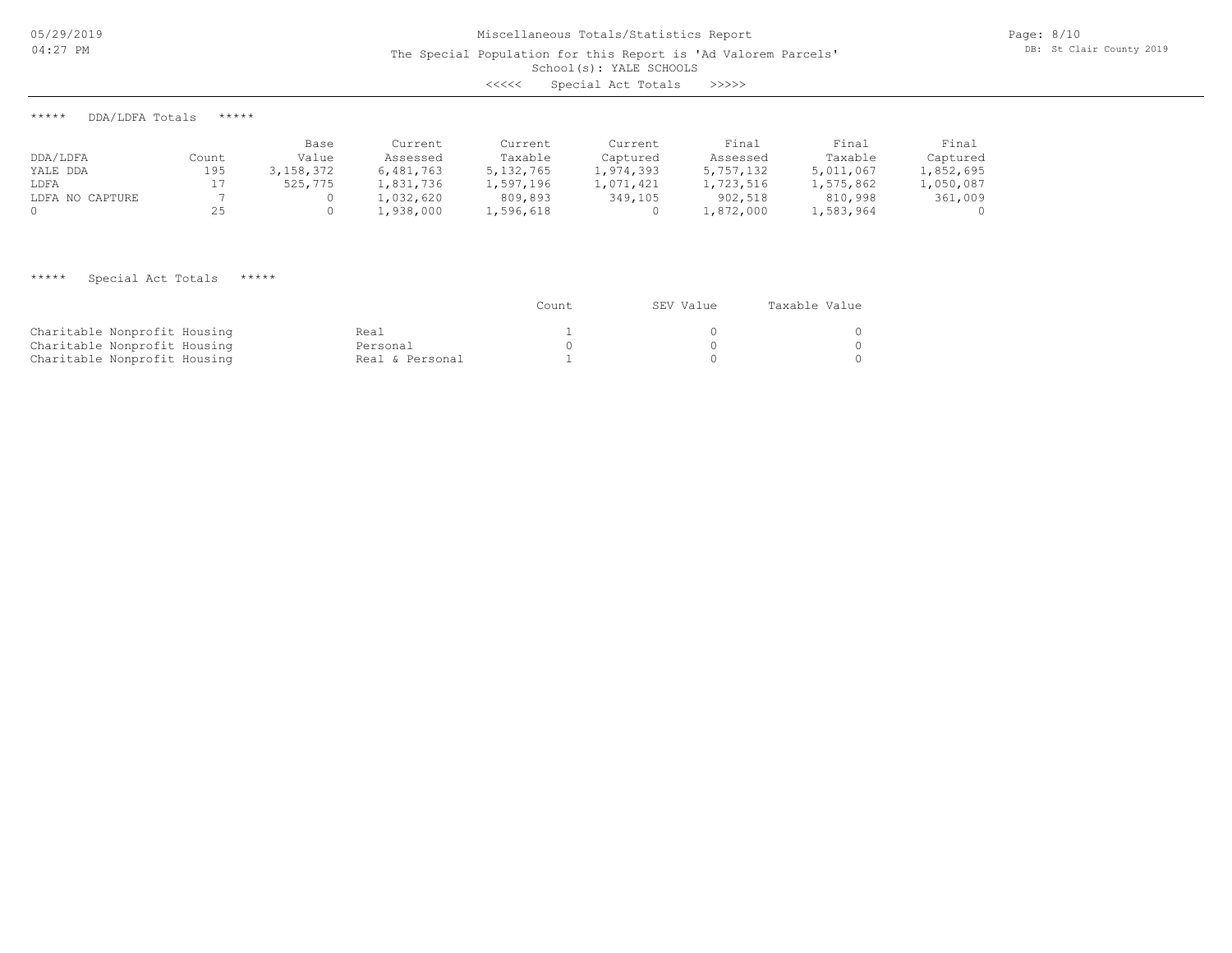# Miscellaneous Totals/Statistics Report

The Special Population for this Report is 'Ad Valorem Parcels'

School(s): YALE SCHOOLS

<<<<< Special Act Totals >>>>>

## ***** DDA/LDFA Totals *****

| DDA/LDFA | Count | Base Value | Current Assessed | Current Taxable | Current Captured | Final Assessed | Final Taxable | Final Captured |
|---|---|---|---|---|---|---|---|---|
| YALE DDA | 195 | 3,158,372 | 6,481,763 | 5,132,765 | 1,974,393 | 5,757,132 | 5,011,067 | 1,852,695 |
| LDFA | 17 | 525,775 | 1,831,736 | 1,597,196 | 1,071,421 | 1,723,516 | 1,575,862 | 1,050,087 |
| LDFA NO CAPTURE | 7 | 0 | 1,032,620 | 809,893 | 349,105 | 902,518 | 810,998 | 361,009 |
| 0 | 25 | 0 | 1,938,000 | 1,596,618 | 0 | 1,872,000 | 1,583,964 | 0 |

## ***** Special Act Totals *****

| | | Count | SEV Value | Taxable Value |
|---|---|---|---|---|
| Charitable Nonprofit Housing | Real | 1 | 0 | 0 |
| Charitable Nonprofit Housing | Personal | 0 | 0 | 0 |
| Charitable Nonprofit Housing | Real & Personal | 1 | 0 | 0 |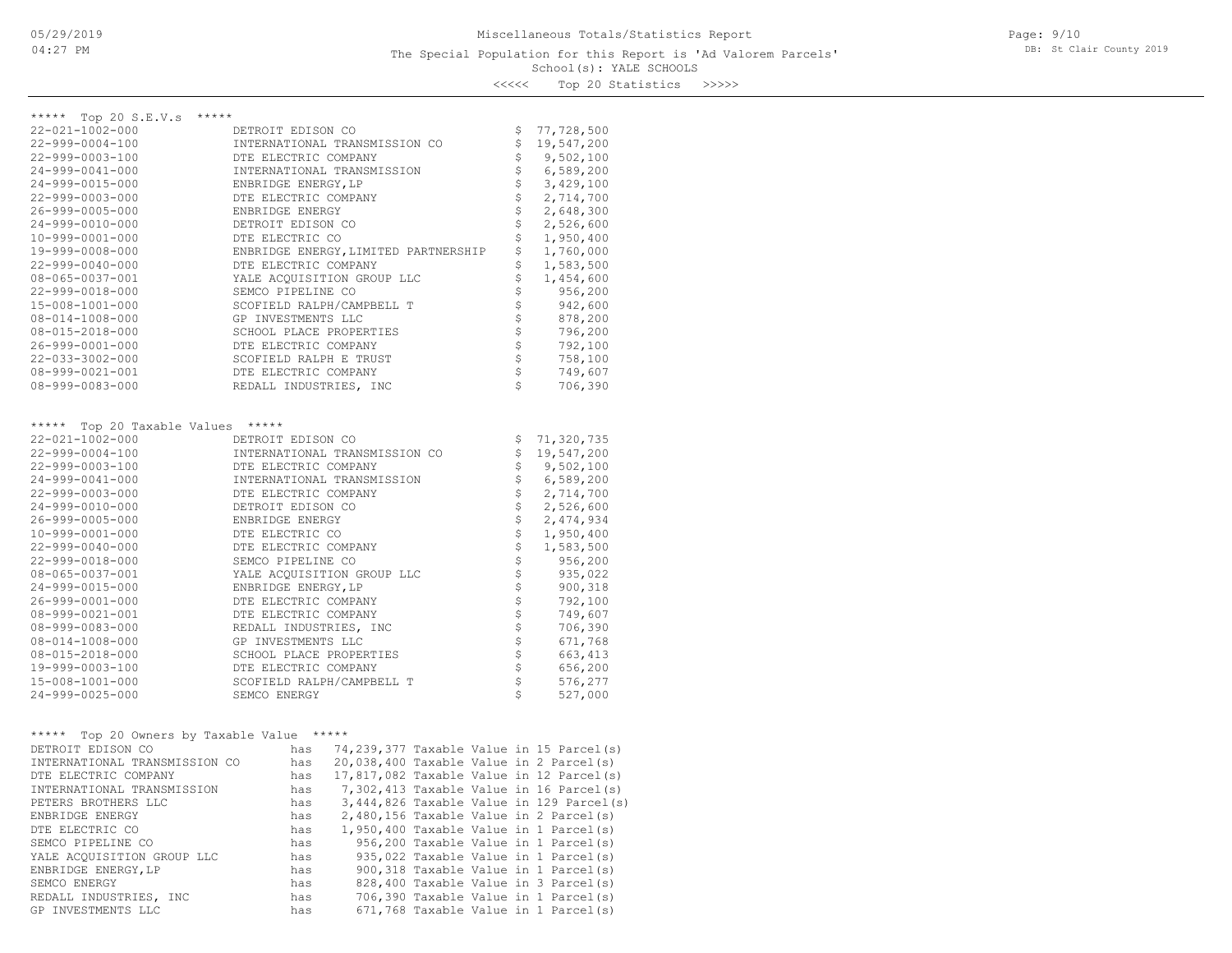Miscellaneous Totals/Statistics Report

The Special Population for this Report is 'Ad Valorem Parcels'

School(s): YALE SCHOOLS

<<<<< Top 20 Statistics >>>>>

DB: St Clair County 2019

05/29/2019 04:27 PM

## ***** Top 20 S.E.V.s *****

| Parcel | Owner | S.E.V. |
|---|---|---|
| 22-021-1002-000 | DETROIT EDISON CO | $ 77,728,500 |
| 22-999-0004-100 | INTERNATIONAL TRANSMISSION CO | $ 19,547,200 |
| 22-999-0003-100 | DTE ELECTRIC COMPANY | $ 9,502,100 |
| 24-999-0041-000 | INTERNATIONAL TRANSMISSION | $ 6,589,200 |
| 24-999-0015-000 | ENBRIDGE ENERGY,LP | $ 3,429,100 |
| 22-999-0003-000 | DTE ELECTRIC COMPANY | $ 2,714,700 |
| 26-999-0005-000 | ENBRIDGE ENERGY | $ 2,648,300 |
| 24-999-0010-000 | DETROIT EDISON CO | $ 2,526,600 |
| 10-999-0001-000 | DTE ELECTRIC CO | $ 1,950,400 |
| 19-999-0008-000 | ENBRIDGE ENERGY,LIMITED PARTNERSHIP | $ 1,760,000 |
| 22-999-0040-000 | DTE ELECTRIC COMPANY | $ 1,583,500 |
| 08-065-0037-001 | YALE ACQUISITION GROUP LLC | $ 1,454,600 |
| 22-999-0018-000 | SEMCO PIPELINE CO | $ 956,200 |
| 15-008-1001-000 | SCOFIELD RALPH/CAMPBELL T | $ 942,600 |
| 08-014-1008-000 | GP INVESTMENTS LLC | $ 878,200 |
| 08-015-2018-000 | SCHOOL PLACE PROPERTIES | $ 796,200 |
| 26-999-0001-000 | DTE ELECTRIC COMPANY | $ 792,100 |
| 22-033-3002-000 | SCOFIELD RALPH E TRUST | $ 758,100 |
| 08-999-0021-001 | DTE ELECTRIC COMPANY | $ 749,607 |
| 08-999-0083-000 | REDALL INDUSTRIES, INC | $ 706,390 |

## ***** Top 20 Taxable Values *****

| Parcel | Owner | Taxable Value |
|---|---|---|
| 22-021-1002-000 | DETROIT EDISON CO | $ 71,320,735 |
| 22-999-0004-100 | INTERNATIONAL TRANSMISSION CO | $ 19,547,200 |
| 22-999-0003-100 | DTE ELECTRIC COMPANY | $ 9,502,100 |
| 24-999-0041-000 | INTERNATIONAL TRANSMISSION | $ 6,589,200 |
| 22-999-0003-000 | DTE ELECTRIC COMPANY | $ 2,714,700 |
| 24-999-0010-000 | DETROIT EDISON CO | $ 2,526,600 |
| 26-999-0005-000 | ENBRIDGE ENERGY | $ 2,474,934 |
| 10-999-0001-000 | DTE ELECTRIC CO | $ 1,950,400 |
| 22-999-0040-000 | DTE ELECTRIC COMPANY | $ 1,583,500 |
| 22-999-0018-000 | SEMCO PIPELINE CO | $ 956,200 |
| 08-065-0037-001 | YALE ACQUISITION GROUP LLC | $ 935,022 |
| 24-999-0015-000 | ENBRIDGE ENERGY,LP | $ 900,318 |
| 26-999-0001-000 | DTE ELECTRIC COMPANY | $ 792,100 |
| 08-999-0021-001 | DTE ELECTRIC COMPANY | $ 749,607 |
| 08-999-0083-000 | REDALL INDUSTRIES, INC | $ 706,390 |
| 08-014-1008-000 | GP INVESTMENTS LLC | $ 671,768 |
| 08-015-2018-000 | SCHOOL PLACE PROPERTIES | $ 663,413 |
| 19-999-0003-100 | DTE ELECTRIC COMPANY | $ 656,200 |
| 15-008-1001-000 | SCOFIELD RALPH/CAMPBELL T | $ 576,277 |
| 24-999-0025-000 | SEMCO ENERGY | $ 527,000 |

## ***** Top 20 Owners by Taxable Value *****

```
DETROIT EDISON CO               has  74,239,377 Taxable Value in 15 Parcel(s)
INTERNATIONAL TRANSMISSION CO   has  20,038,400 Taxable Value in 2 Parcel(s)
DTE ELECTRIC COMPANY            has  17,817,082 Taxable Value in 12 Parcel(s)
INTERNATIONAL TRANSMISSION      has   7,302,413 Taxable Value in 16 Parcel(s)
PETERS BROTHERS LLC             has   3,444,826 Taxable Value in 129 Parcel(s)
ENBRIDGE ENERGY                 has   2,480,156 Taxable Value in 2 Parcel(s)
DTE ELECTRIC CO                 has   1,950,400 Taxable Value in 1 Parcel(s)
SEMCO PIPELINE CO               has     956,200 Taxable Value in 1 Parcel(s)
YALE ACQUISITION GROUP LLC      has     935,022 Taxable Value in 1 Parcel(s)
ENBRIDGE ENERGY,LP              has     900,318 Taxable Value in 1 Parcel(s)
SEMCO ENERGY                    has     828,400 Taxable Value in 3 Parcel(s)
REDALL INDUSTRIES, INC          has     706,390 Taxable Value in 1 Parcel(s)
GP INVESTMENTS LLC              has     671,768 Taxable Value in 1 Parcel(s)
```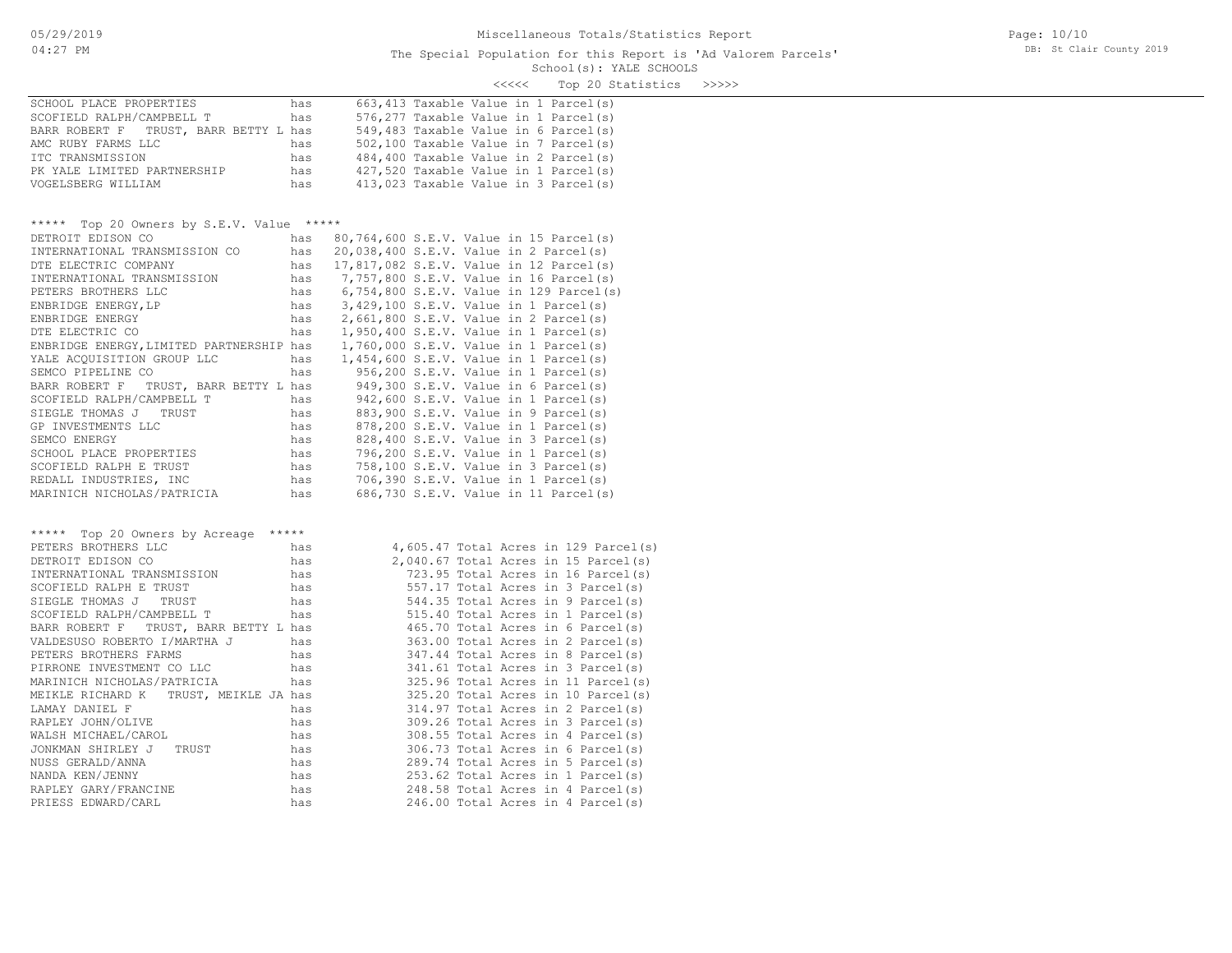Miscellaneous Totals/Statistics Report

The Special Population for this Report is 'Ad Valorem Parcels'

School(s): YALE SCHOOLS

<<<<< Top 20 Statistics >>>>>

| | | |
|---|---|---|
| SCHOOL PLACE PROPERTIES | has | 663,413 Taxable Value in 1 Parcel(s) |
| SCOFIELD RALPH/CAMPBELL T | has | 576,277 Taxable Value in 1 Parcel(s) |
| BARR ROBERT F TRUST, BARR BETTY L | has | 549,483 Taxable Value in 6 Parcel(s) |
| AMC RUBY FARMS LLC | has | 502,100 Taxable Value in 7 Parcel(s) |
| ITC TRANSMISSION | has | 484,400 Taxable Value in 2 Parcel(s) |
| PK YALE LIMITED PARTNERSHIP | has | 427,520 Taxable Value in 1 Parcel(s) |
| VOGELSBERG WILLIAM | has | 413,023 Taxable Value in 3 Parcel(s) |

***** Top 20 Owners by S.E.V. Value *****

| | | |
|---|---|---|
| DETROIT EDISON CO | has | 80,764,600 S.E.V. Value in 15 Parcel(s) |
| INTERNATIONAL TRANSMISSION CO | has | 20,038,400 S.E.V. Value in 2 Parcel(s) |
| DTE ELECTRIC COMPANY | has | 17,817,082 S.E.V. Value in 12 Parcel(s) |
| INTERNATIONAL TRANSMISSION | has | 7,757,800 S.E.V. Value in 16 Parcel(s) |
| PETERS BROTHERS LLC | has | 6,754,800 S.E.V. Value in 129 Parcel(s) |
| ENBRIDGE ENERGY,LP | has | 3,429,100 S.E.V. Value in 1 Parcel(s) |
| ENBRIDGE ENERGY | has | 2,661,800 S.E.V. Value in 2 Parcel(s) |
| DTE ELECTRIC CO | has | 1,950,400 S.E.V. Value in 1 Parcel(s) |
| ENBRIDGE ENERGY,LIMITED PARTNERSHIP | has | 1,760,000 S.E.V. Value in 1 Parcel(s) |
| YALE ACQUISITION GROUP LLC | has | 1,454,600 S.E.V. Value in 1 Parcel(s) |
| SEMCO PIPELINE CO | has | 956,200 S.E.V. Value in 1 Parcel(s) |
| BARR ROBERT F TRUST, BARR BETTY L | has | 949,300 S.E.V. Value in 6 Parcel(s) |
| SCOFIELD RALPH/CAMPBELL T | has | 942,600 S.E.V. Value in 1 Parcel(s) |
| SIEGLE THOMAS J TRUST | has | 883,900 S.E.V. Value in 9 Parcel(s) |
| GP INVESTMENTS LLC | has | 878,200 S.E.V. Value in 1 Parcel(s) |
| SEMCO ENERGY | has | 828,400 S.E.V. Value in 3 Parcel(s) |
| SCHOOL PLACE PROPERTIES | has | 796,200 S.E.V. Value in 1 Parcel(s) |
| SCOFIELD RALPH E TRUST | has | 758,100 S.E.V. Value in 3 Parcel(s) |
| REDALL INDUSTRIES, INC | has | 706,390 S.E.V. Value in 1 Parcel(s) |
| MARINICH NICHOLAS/PATRICIA | has | 686,730 S.E.V. Value in 11 Parcel(s) |

***** Top 20 Owners by Acreage *****

| | | |
|---|---|---|
| PETERS BROTHERS LLC | has | 4,605.47 Total Acres in 129 Parcel(s) |
| DETROIT EDISON CO | has | 2,040.67 Total Acres in 15 Parcel(s) |
| INTERNATIONAL TRANSMISSION | has | 723.95 Total Acres in 16 Parcel(s) |
| SCOFIELD RALPH E TRUST | has | 557.17 Total Acres in 3 Parcel(s) |
| SIEGLE THOMAS J TRUST | has | 544.35 Total Acres in 9 Parcel(s) |
| SCOFIELD RALPH/CAMPBELL T | has | 515.40 Total Acres in 1 Parcel(s) |
| BARR ROBERT F TRUST, BARR BETTY L | has | 465.70 Total Acres in 6 Parcel(s) |
| VALDESUSO ROBERTO I/MARTHA J | has | 363.00 Total Acres in 2 Parcel(s) |
| PETERS BROTHERS FARMS | has | 347.44 Total Acres in 8 Parcel(s) |
| PIRRONE INVESTMENT CO LLC | has | 341.61 Total Acres in 3 Parcel(s) |
| MARINICH NICHOLAS/PATRICIA | has | 325.96 Total Acres in 11 Parcel(s) |
| MEIKLE RICHARD K TRUST, MEIKLE JA | has | 325.20 Total Acres in 10 Parcel(s) |
| LAMAY DANIEL F | has | 314.97 Total Acres in 2 Parcel(s) |
| RAPLEY JOHN/OLIVE | has | 309.26 Total Acres in 3 Parcel(s) |
| WALSH MICHAEL/CAROL | has | 308.55 Total Acres in 4 Parcel(s) |
| JONKMAN SHIRLEY J TRUST | has | 306.73 Total Acres in 6 Parcel(s) |
| NUSS GERALD/ANNA | has | 289.74 Total Acres in 5 Parcel(s) |
| NANDA KEN/JENNY | has | 253.62 Total Acres in 1 Parcel(s) |
| RAPLEY GARY/FRANCINE | has | 248.58 Total Acres in 4 Parcel(s) |
| PRIESS EDWARD/CARL | has | 246.00 Total Acres in 4 Parcel(s) |